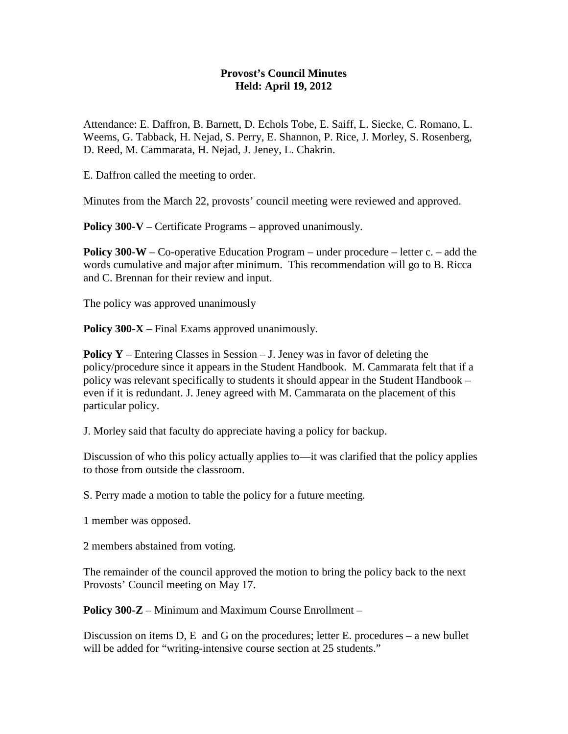**Provost's Council Minutes**
**Held: April 19, 2012**

Attendance: E. Daffron, B. Barnett, D. Echols Tobe, E. Saiff, L. Siecke, C. Romano, L. Weems, G. Tabback, H. Nejad, S. Perry, E. Shannon, P. Rice, J. Morley, S. Rosenberg, D. Reed, M. Cammarata, H. Nejad, J. Jeney, L. Chakrin.

E. Daffron called the meeting to order.

Minutes from the March 22, provosts' council meeting were reviewed and approved.

**Policy 300-V** – Certificate Programs – approved unanimously.

**Policy 300-W** – Co-operative Education Program – under procedure – letter c. – add the words cumulative and major after minimum. This recommendation will go to B. Ricca and C. Brennan for their review and input.

The policy was approved unanimously

**Policy 300-X** – Final Exams approved unanimously.

**Policy Y** – Entering Classes in Session – J. Jeney was in favor of deleting the policy/procedure since it appears in the Student Handbook. M. Cammarata felt that if a policy was relevant specifically to students it should appear in the Student Handbook – even if it is redundant. J. Jeney agreed with M. Cammarata on the placement of this particular policy.

J. Morley said that faculty do appreciate having a policy for backup.

Discussion of who this policy actually applies to—it was clarified that the policy applies to those from outside the classroom.

S. Perry made a motion to table the policy for a future meeting.

1 member was opposed.

2 members abstained from voting.

The remainder of the council approved the motion to bring the policy back to the next Provosts' Council meeting on May 17.

**Policy 300-Z** – Minimum and Maximum Course Enrollment –

Discussion on items D, E and G on the procedures; letter E. procedures – a new bullet will be added for "writing-intensive course section at 25 students."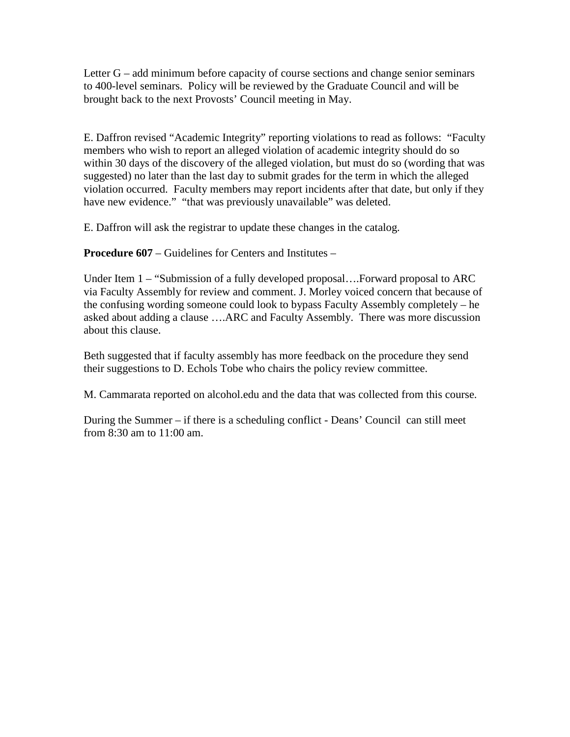Letter G – add minimum before capacity of course sections and change senior seminars to 400-level seminars. Policy will be reviewed by the Graduate Council and will be brought back to the next Provosts' Council meeting in May.

E. Daffron revised "Academic Integrity" reporting violations to read as follows: "Faculty members who wish to report an alleged violation of academic integrity should do so within 30 days of the discovery of the alleged violation, but must do so (wording that was suggested) no later than the last day to submit grades for the term in which the alleged violation occurred. Faculty members may report incidents after that date, but only if they have new evidence." "that was previously unavailable" was deleted.

E. Daffron will ask the registrar to update these changes in the catalog.

**Procedure 607** – Guidelines for Centers and Institutes –

Under Item 1 – "Submission of a fully developed proposal….Forward proposal to ARC via Faculty Assembly for review and comment. J. Morley voiced concern that because of the confusing wording someone could look to bypass Faculty Assembly completely – he asked about adding a clause ….ARC and Faculty Assembly. There was more discussion about this clause.

Beth suggested that if faculty assembly has more feedback on the procedure they send their suggestions to D. Echols Tobe who chairs the policy review committee.

M. Cammarata reported on alcohol.edu and the data that was collected from this course.

During the Summer – if there is a scheduling conflict - Deans' Council can still meet from 8:30 am to 11:00 am.